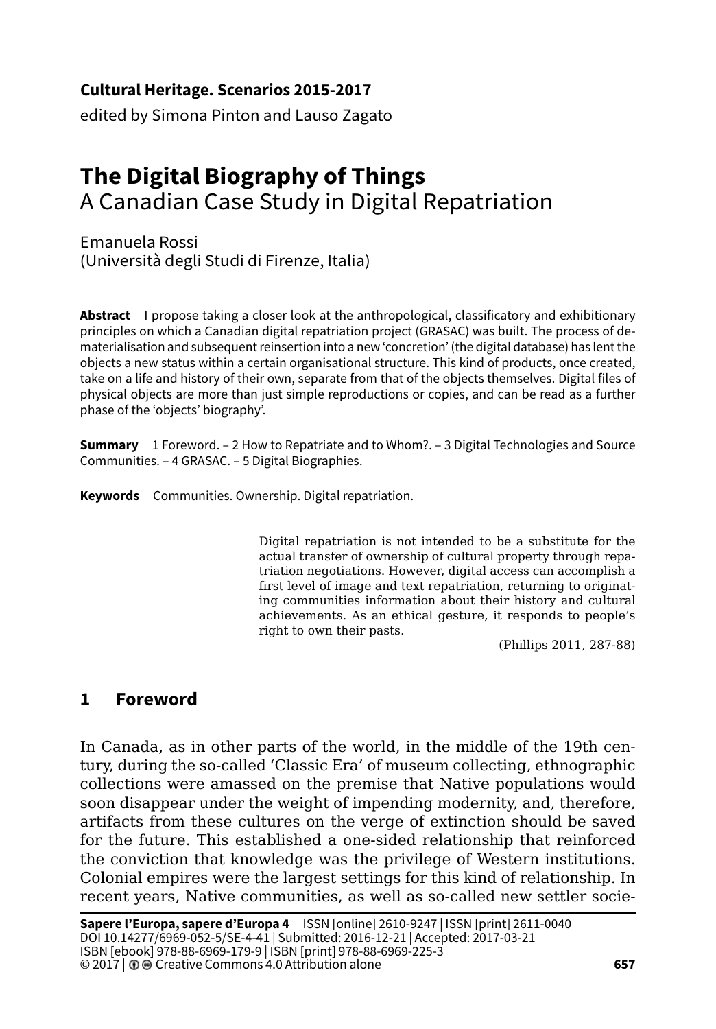**Cultural Heritage. Scenarios 2015-2017**
edited by Simona Pinton and Lauso Zagato

# The Digital Biography of Things
## A Canadian Case Study in Digital Repatriation

Emanuela Rossi
(Università degli Studi di Firenze, Italia)

**Abstract** I propose taking a closer look at the anthropological, classificatory and exhibitionary principles on which a Canadian digital repatriation project (GRASAC) was built. The process of dematerialisation and subsequent reinsertion into a new 'concretion' (the digital database) has lent the objects a new status within a certain organisational structure. This kind of products, once created, take on a life and history of their own, separate from that of the objects themselves. Digital files of physical objects are more than just simple reproductions or copies, and can be read as a further phase of the 'objects' biography'.

**Summary** 1 Foreword. – 2 How to Repatriate and to Whom?. – 3 Digital Technologies and Source Communities. – 4 GRASAC. – 5 Digital Biographies.

**Keywords** Communities. Ownership. Digital repatriation.

> Digital repatriation is not intended to be a substitute for the actual transfer of ownership of cultural property through repatriation negotiations. However, digital access can accomplish a first level of image and text repatriation, returning to originating communities information about their history and cultural achievements. As an ethical gesture, it responds to people's right to own their pasts.
>
> (Phillips 2011, 287-88)

## 1 Foreword

In Canada, as in other parts of the world, in the middle of the 19th century, during the so-called 'Classic Era' of museum collecting, ethnographic collections were amassed on the premise that Native populations would soon disappear under the weight of impending modernity, and, therefore, artifacts from these cultures on the verge of extinction should be saved for the future. This established a one-sided relationship that reinforced the conviction that knowledge was the privilege of Western institutions. Colonial empires were the largest settings for this kind of relationship. In recent years, Native communities, as well as so-called new settler socie-

**Sapere l'Europa, sapere d'Europa 4** ISSN [online] 2610-9247 | ISSN [print] 2611-0040
DOI 10.14277/6969-052-5/SE-4-41 | Submitted: 2016-12-21 | Accepted: 2017-03-21
ISBN [ebook] 978-88-6969-179-9 | ISBN [print] 978-88-6969-225-3
© 2017 | Creative Commons 4.0 Attribution alone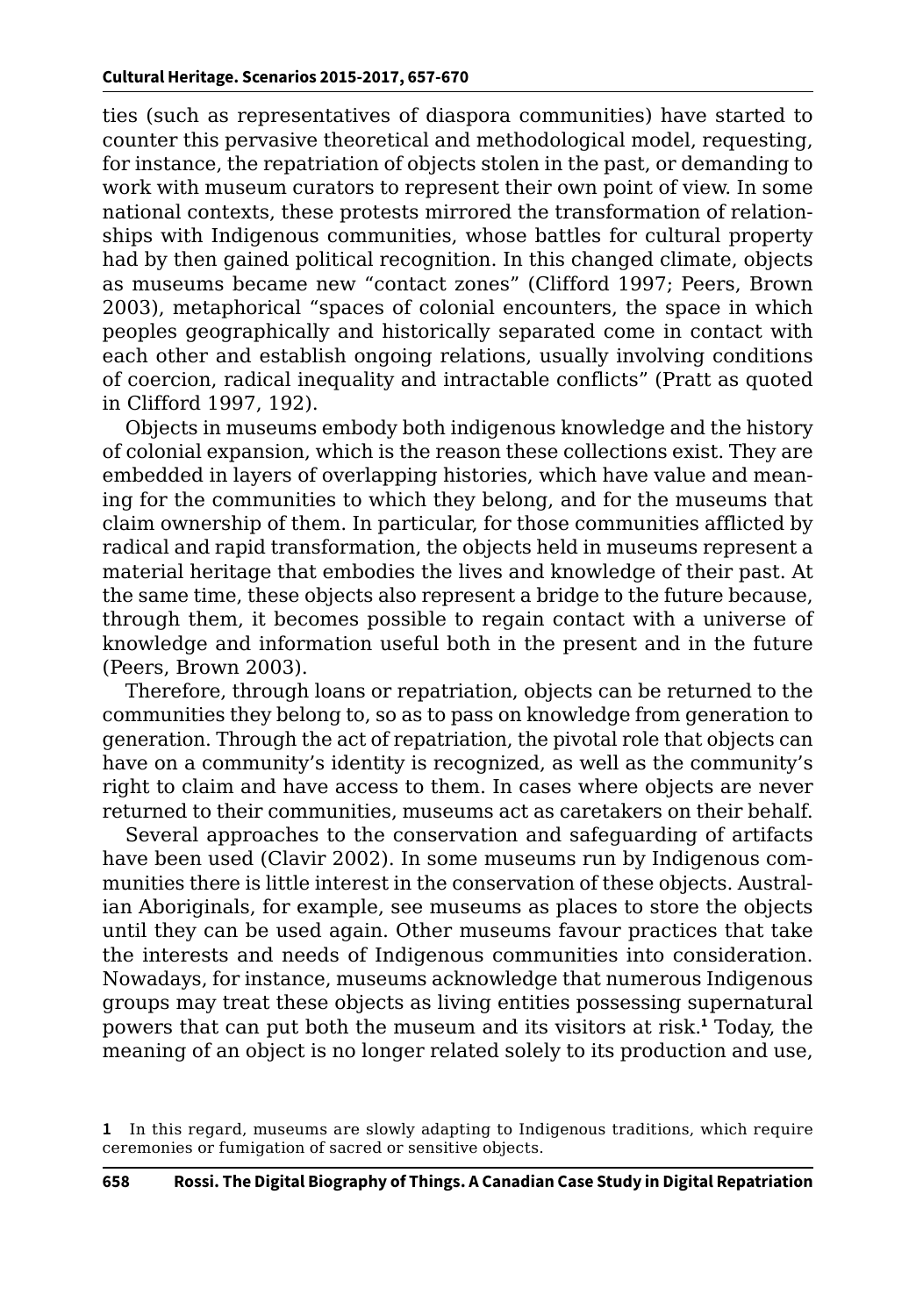ties (such as representatives of diaspora communities) have started to counter this pervasive theoretical and methodological model, requesting, for instance, the repatriation of objects stolen in the past, or demanding to work with museum curators to represent their own point of view. In some national contexts, these protests mirrored the transformation of relationships with Indigenous communities, whose battles for cultural property had by then gained political recognition. In this changed climate, objects as museums became new "contact zones" (Clifford 1997; Peers, Brown 2003), metaphorical "spaces of colonial encounters, the space in which peoples geographically and historically separated come in contact with each other and establish ongoing relations, usually involving conditions of coercion, radical inequality and intractable conflicts" (Pratt as quoted in Clifford 1997, 192).

Objects in museums embody both indigenous knowledge and the history of colonial expansion, which is the reason these collections exist. They are embedded in layers of overlapping histories, which have value and meaning for the communities to which they belong, and for the museums that claim ownership of them. In particular, for those communities afflicted by radical and rapid transformation, the objects held in museums represent a material heritage that embodies the lives and knowledge of their past. At the same time, these objects also represent a bridge to the future because, through them, it becomes possible to regain contact with a universe of knowledge and information useful both in the present and in the future (Peers, Brown 2003).

Therefore, through loans or repatriation, objects can be returned to the communities they belong to, so as to pass on knowledge from generation to generation. Through the act of repatriation, the pivotal role that objects can have on a community's identity is recognized, as well as the community's right to claim and have access to them. In cases where objects are never returned to their communities, museums act as caretakers on their behalf.

Several approaches to the conservation and safeguarding of artifacts have been used (Clavir 2002). In some museums run by Indigenous communities there is little interest in the conservation of these objects. Australian Aboriginals, for example, see museums as places to store the objects until they can be used again. Other museums favour practices that take the interests and needs of Indigenous communities into consideration. Nowadays, for instance, museums acknowledge that numerous Indigenous groups may treat these objects as living entities possessing supernatural powers that can put both the museum and its visitors at risk.[1] Today, the meaning of an object is no longer related solely to its production and use,

[1] In this regard, museums are slowly adapting to Indigenous traditions, which require ceremonies or fumigation of sacred or sensitive objects.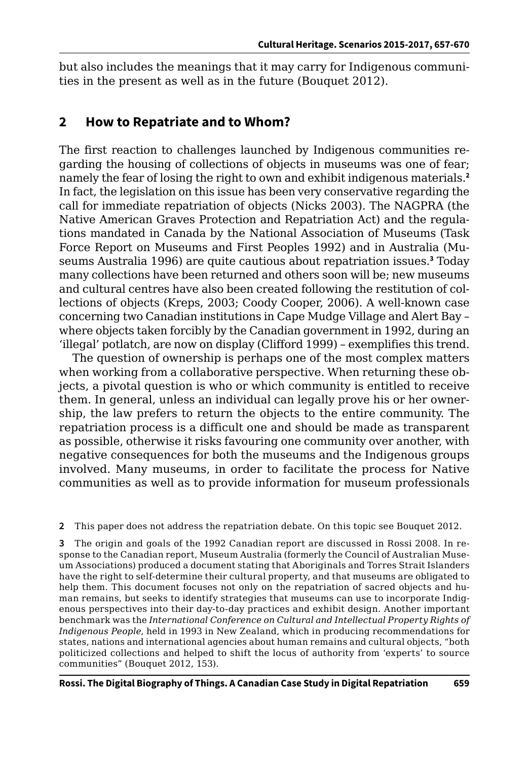but also includes the meanings that it may carry for Indigenous communities in the present as well as in the future (Bouquet 2012).

## 2 How to Repatriate and to Whom?

The first reaction to challenges launched by Indigenous communities regarding the housing of collections of objects in museums was one of fear; namely the fear of losing the right to own and exhibit indigenous materials.[2] In fact, the legislation on this issue has been very conservative regarding the call for immediate repatriation of objects (Nicks 2003). The NAGPRA (the Native American Graves Protection and Repatriation Act) and the regulations mandated in Canada by the National Association of Museums (Task Force Report on Museums and First Peoples 1992) and in Australia (Museums Australia 1996) are quite cautious about repatriation issues.[3] Today many collections have been returned and others soon will be; new museums and cultural centres have also been created following the restitution of collections of objects (Kreps, 2003; Coody Cooper, 2006). A well-known case concerning two Canadian institutions in Cape Mudge Village and Alert Bay – where objects taken forcibly by the Canadian government in 1992, during an 'illegal' potlatch, are now on display (Clifford 1999) – exemplifies this trend.

The question of ownership is perhaps one of the most complex matters when working from a collaborative perspective. When returning these objects, a pivotal question is who or which community is entitled to receive them. In general, unless an individual can legally prove his or her ownership, the law prefers to return the objects to the entire community. The repatriation process is a difficult one and should be made as transparent as possible, otherwise it risks favouring one community over another, with negative consequences for both the museums and the Indigenous groups involved. Many museums, in order to facilitate the process for Native communities as well as to provide information for museum professionals

---

2 This paper does not address the repatriation debate. On this topic see Bouquet 2012.

3 The origin and goals of the 1992 Canadian report are discussed in Rossi 2008. In response to the Canadian report, Museum Australia (formerly the Council of Australian Museum Associations) produced a document stating that Aboriginals and Torres Strait Islanders have the right to self-determine their cultural property, and that museums are obligated to help them. This document focuses not only on the repatriation of sacred objects and human remains, but seeks to identify strategies that museums can use to incorporate Indigenous perspectives into their day-to-day practices and exhibit design. Another important benchmark was the *International Conference on Cultural and Intellectual Property Rights of Indigenous People*, held in 1993 in New Zealand, which in producing recommendations for states, nations and international agencies about human remains and cultural objects, "both politicized collections and helped to shift the locus of authority from 'experts' to source communities" (Bouquet 2012, 153).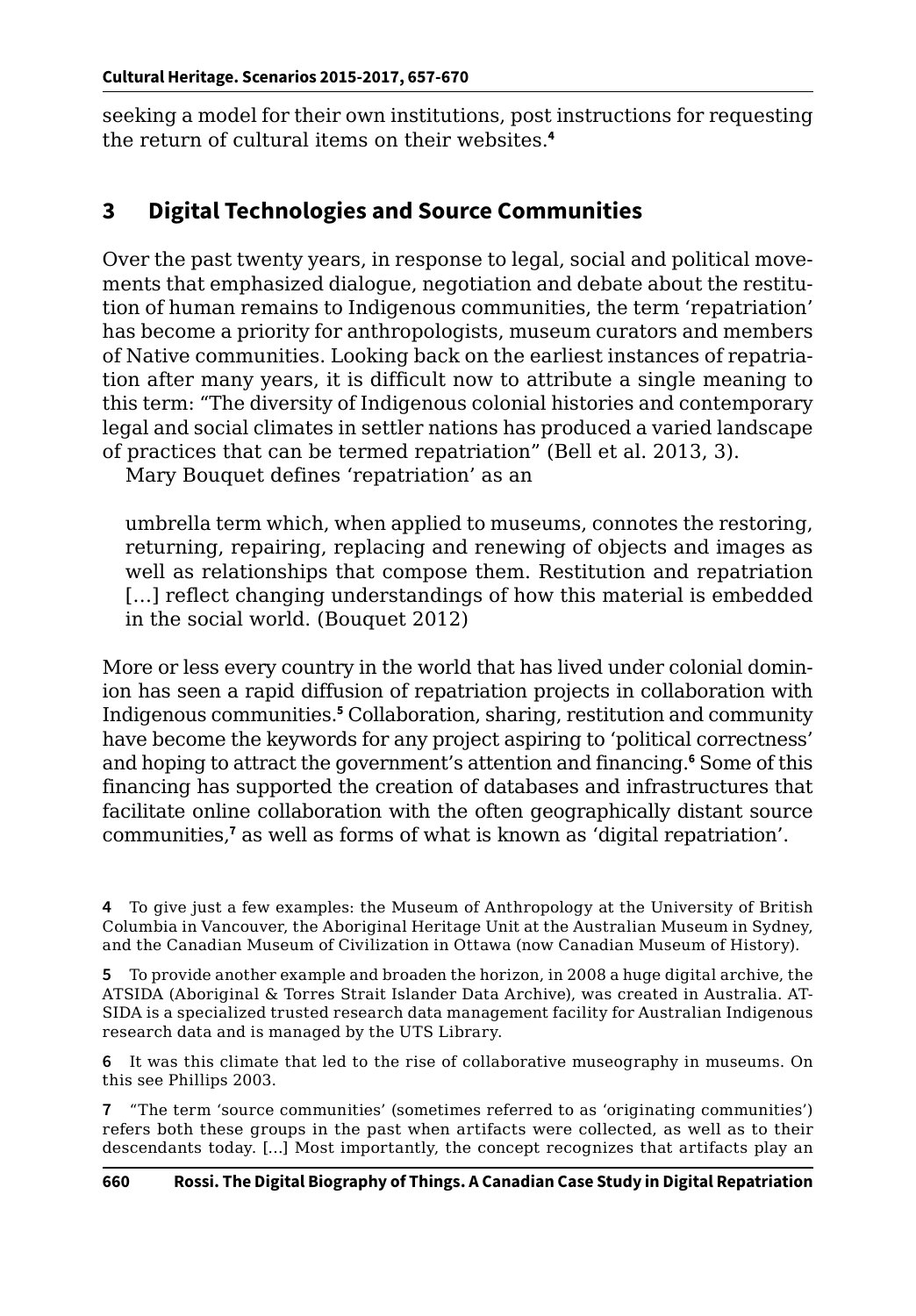seeking a model for their own institutions, post instructions for requesting the return of cultural items on their websites.[4]

## 3 Digital Technologies and Source Communities

Over the past twenty years, in response to legal, social and political movements that emphasized dialogue, negotiation and debate about the restitution of human remains to Indigenous communities, the term 'repatriation' has become a priority for anthropologists, museum curators and members of Native communities. Looking back on the earliest instances of repatriation after many years, it is difficult now to attribute a single meaning to this term: "The diversity of Indigenous colonial histories and contemporary legal and social climates in settler nations has produced a varied landscape of practices that can be termed repatriation" (Bell et al. 2013, 3).

Mary Bouquet defines 'repatriation' as an

> umbrella term which, when applied to museums, connotes the restoring, returning, repairing, replacing and renewing of objects and images as well as relationships that compose them. Restitution and repatriation […] reflect changing understandings of how this material is embedded in the social world. (Bouquet 2012)

More or less every country in the world that has lived under colonial dominion has seen a rapid diffusion of repatriation projects in collaboration with Indigenous communities.[5] Collaboration, sharing, restitution and community have become the keywords for any project aspiring to 'political correctness' and hoping to attract the government's attention and financing.[6] Some of this financing has supported the creation of databases and infrastructures that facilitate online collaboration with the often geographically distant source communities,[7] as well as forms of what is known as 'digital repatriation'.

---

[4] To give just a few examples: the Museum of Anthropology at the University of British Columbia in Vancouver, the Aboriginal Heritage Unit at the Australian Museum in Sydney, and the Canadian Museum of Civilization in Ottawa (now Canadian Museum of History).

[5] To provide another example and broaden the horizon, in 2008 a huge digital archive, the ATSIDA (Aboriginal & Torres Strait Islander Data Archive), was created in Australia. ATSIDA is a specialized trusted research data management facility for Australian Indigenous research data and is managed by the UTS Library.

[6] It was this climate that led to the rise of collaborative museography in museums. On this see Phillips 2003.

[7] "The term 'source communities' (sometimes referred to as 'originating communities') refers both these groups in the past when artifacts were collected, as well as to their descendants today. […] Most importantly, the concept recognizes that artifacts play an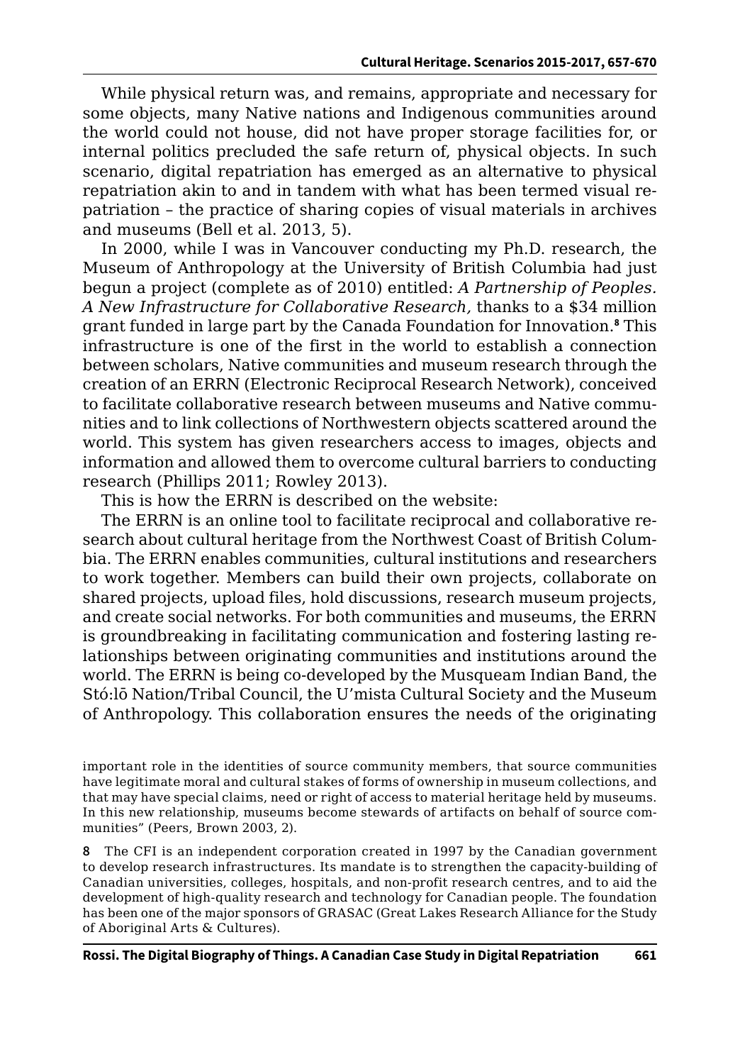While physical return was, and remains, appropriate and necessary for some objects, many Native nations and Indigenous communities around the world could not house, did not have proper storage facilities for, or internal politics precluded the safe return of, physical objects. In such scenario, digital repatriation has emerged as an alternative to physical repatriation akin to and in tandem with what has been termed visual repatriation – the practice of sharing copies of visual materials in archives and museums (Bell et al. 2013, 5).

In 2000, while I was in Vancouver conducting my Ph.D. research, the Museum of Anthropology at the University of British Columbia had just begun a project (complete as of 2010) entitled: *A Partnership of Peoples. A New Infrastructure for Collaborative Research,* thanks to a $34 million grant funded in large part by the Canada Foundation for Innovation.[8] This infrastructure is one of the first in the world to establish a connection between scholars, Native communities and museum research through the creation of an ERRN (Electronic Reciprocal Research Network), conceived to facilitate collaborative research between museums and Native communities and to link collections of Northwestern objects scattered around the world. This system has given researchers access to images, objects and information and allowed them to overcome cultural barriers to conducting research (Phillips 2011; Rowley 2013).

This is how the ERRN is described on the website:

The ERRN is an online tool to facilitate reciprocal and collaborative research about cultural heritage from the Northwest Coast of British Columbia. The ERRN enables communities, cultural institutions and researchers to work together. Members can build their own projects, collaborate on shared projects, upload files, hold discussions, research museum projects, and create social networks. For both communities and museums, the ERRN is groundbreaking in facilitating communication and fostering lasting relationships between originating communities and institutions around the world. The ERRN is being co-developed by the Musqueam Indian Band, the Stó:lō Nation/Tribal Council, the U'mista Cultural Society and the Museum of Anthropology. This collaboration ensures the needs of the originating

important role in the identities of source community members, that source communities have legitimate moral and cultural stakes of forms of ownership in museum collections, and that may have special claims, need or right of access to material heritage held by museums. In this new relationship, museums become stewards of artifacts on behalf of source communities" (Peers, Brown 2003, 2).

8 The CFI is an independent corporation created in 1997 by the Canadian government to develop research infrastructures. Its mandate is to strengthen the capacity-building of Canadian universities, colleges, hospitals, and non-profit research centres, and to aid the development of high-quality research and technology for Canadian people. The foundation has been one of the major sponsors of GRASAC (Great Lakes Research Alliance for the Study of Aboriginal Arts & Cultures).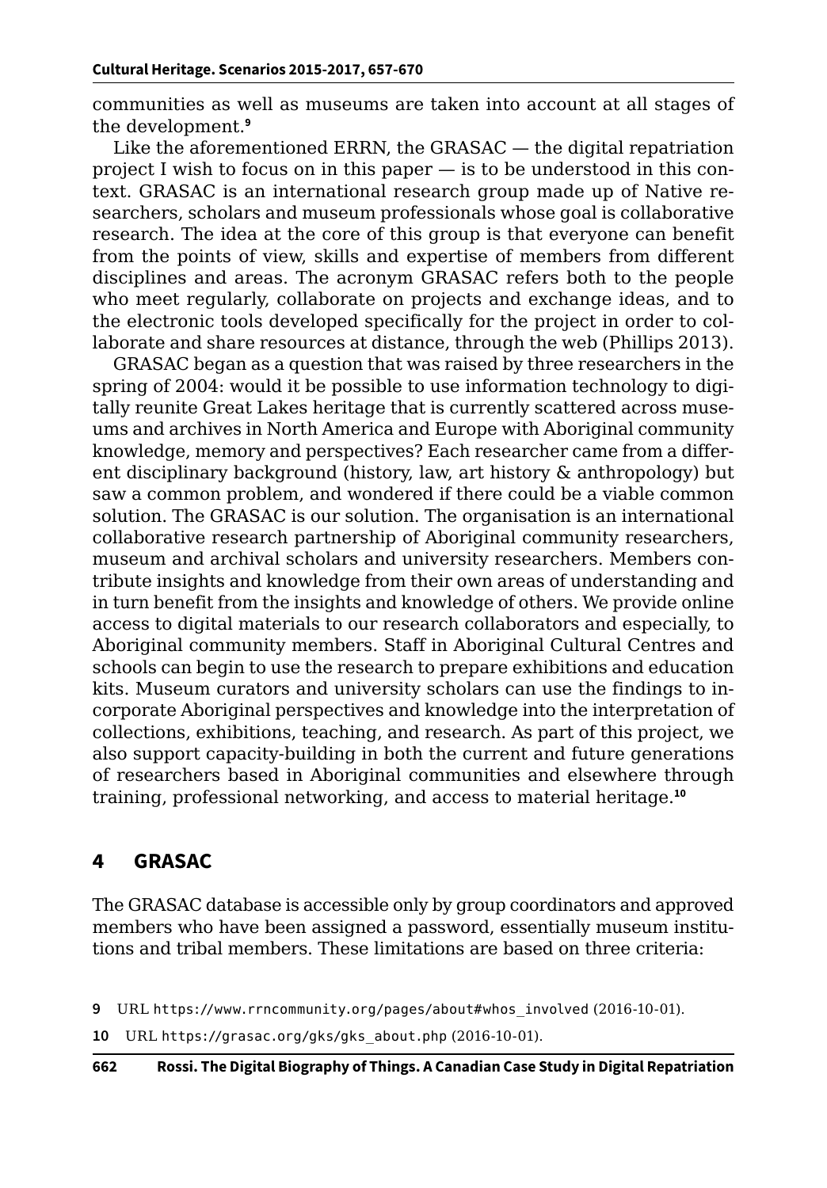communities as well as museums are taken into account at all stages of the development.[9]

Like the aforementioned ERRN, the GRASAC — the digital repatriation project I wish to focus on in this paper — is to be understood in this context. GRASAC is an international research group made up of Native researchers, scholars and museum professionals whose goal is collaborative research. The idea at the core of this group is that everyone can benefit from the points of view, skills and expertise of members from different disciplines and areas. The acronym GRASAC refers both to the people who meet regularly, collaborate on projects and exchange ideas, and to the electronic tools developed specifically for the project in order to collaborate and share resources at distance, through the web (Phillips 2013).

GRASAC began as a question that was raised by three researchers in the spring of 2004: would it be possible to use information technology to digitally reunite Great Lakes heritage that is currently scattered across museums and archives in North America and Europe with Aboriginal community knowledge, memory and perspectives? Each researcher came from a different disciplinary background (history, law, art history & anthropology) but saw a common problem, and wondered if there could be a viable common solution. The GRASAC is our solution. The organisation is an international collaborative research partnership of Aboriginal community researchers, museum and archival scholars and university researchers. Members contribute insights and knowledge from their own areas of understanding and in turn benefit from the insights and knowledge of others. We provide online access to digital materials to our research collaborators and especially, to Aboriginal community members. Staff in Aboriginal Cultural Centres and schools can begin to use the research to prepare exhibitions and education kits. Museum curators and university scholars can use the findings to incorporate Aboriginal perspectives and knowledge into the interpretation of collections, exhibitions, teaching, and research. As part of this project, we also support capacity-building in both the current and future generations of researchers based in Aboriginal communities and elsewhere through training, professional networking, and access to material heritage.[10]

## 4 GRASAC

The GRASAC database is accessible only by group coordinators and approved members who have been assigned a password, essentially museum institutions and tribal members. These limitations are based on three criteria:

9 URL https://www.rrncommunity.org/pages/about#whos_involved (2016-10-01).

10 URL https://grasac.org/gks/gks_about.php (2016-10-01).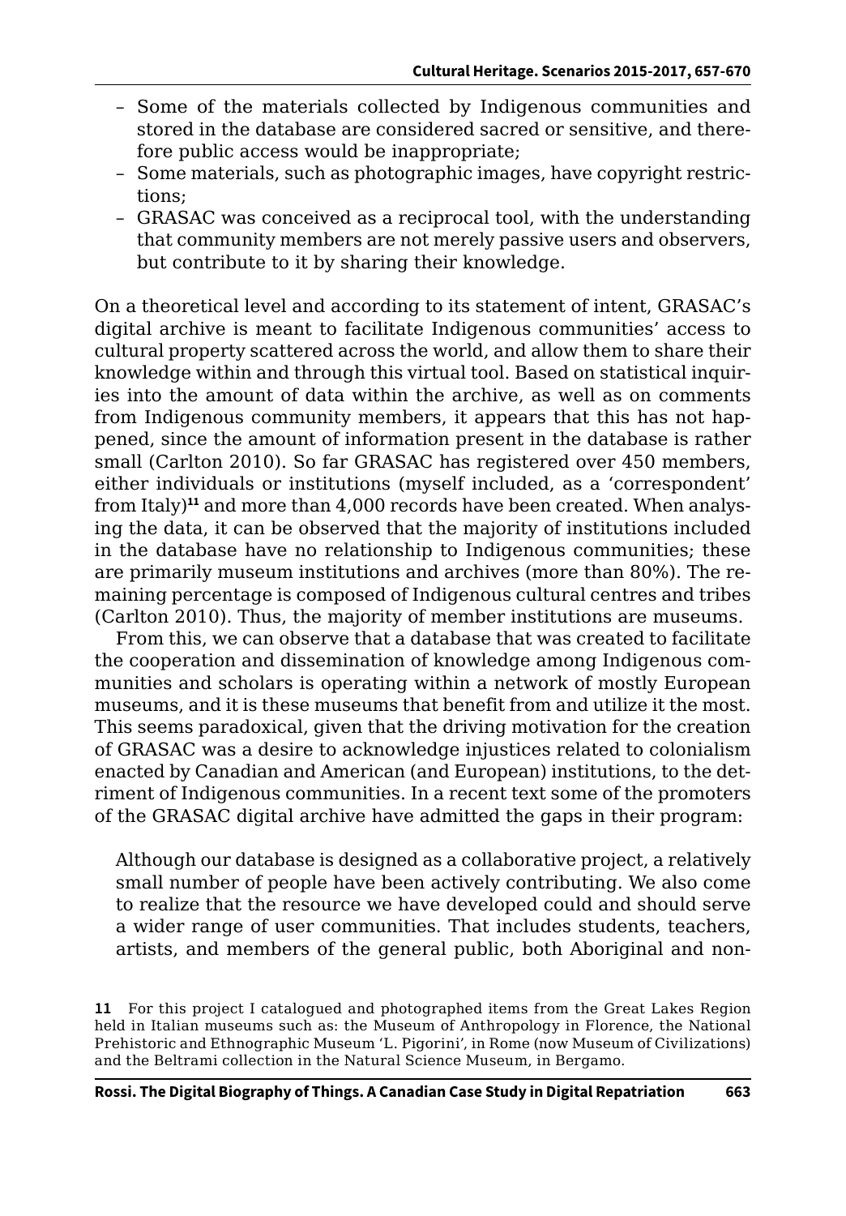- Some of the materials collected by Indigenous communities and stored in the database are considered sacred or sensitive, and therefore public access would be inappropriate;
- Some materials, such as photographic images, have copyright restrictions;
- GRASAC was conceived as a reciprocal tool, with the understanding that community members are not merely passive users and observers, but contribute to it by sharing their knowledge.

On a theoretical level and according to its statement of intent, GRASAC's digital archive is meant to facilitate Indigenous communities' access to cultural property scattered across the world, and allow them to share their knowledge within and through this virtual tool. Based on statistical inquiries into the amount of data within the archive, as well as on comments from Indigenous community members, it appears that this has not happened, since the amount of information present in the database is rather small (Carlton 2010). So far GRASAC has registered over 450 members, either individuals or institutions (myself included, as a 'correspondent' from Italy)[11] and more than 4,000 records have been created. When analysing the data, it can be observed that the majority of institutions included in the database have no relationship to Indigenous communities; these are primarily museum institutions and archives (more than 80%). The remaining percentage is composed of Indigenous cultural centres and tribes (Carlton 2010). Thus, the majority of member institutions are museums.

From this, we can observe that a database that was created to facilitate the cooperation and dissemination of knowledge among Indigenous communities and scholars is operating within a network of mostly European museums, and it is these museums that benefit from and utilize it the most. This seems paradoxical, given that the driving motivation for the creation of GRASAC was a desire to acknowledge injustices related to colonialism enacted by Canadian and American (and European) institutions, to the detriment of Indigenous communities. In a recent text some of the promoters of the GRASAC digital archive have admitted the gaps in their program:

> Although our database is designed as a collaborative project, a relatively small number of people have been actively contributing. We also come to realize that the resource we have developed could and should serve a wider range of user communities. That includes students, teachers, artists, and members of the general public, both Aboriginal and non-

11 For this project I catalogued and photographed items from the Great Lakes Region held in Italian museums such as: the Museum of Anthropology in Florence, the National Prehistoric and Ethnographic Museum 'L. Pigorini', in Rome (now Museum of Civilizations) and the Beltrami collection in the Natural Science Museum, in Bergamo.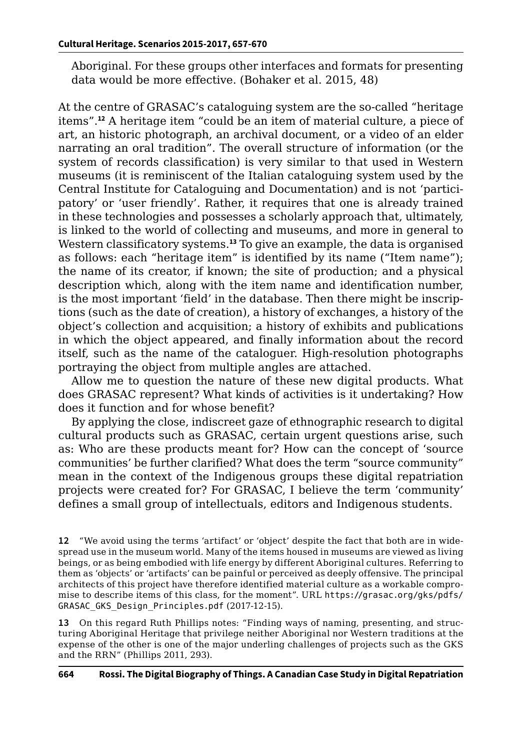Aboriginal. For these groups other interfaces and formats for presenting data would be more effective. (Bohaker et al. 2015, 48)

At the centre of GRASAC's cataloguing system are the so-called "heritage items".[12] A heritage item "could be an item of material culture, a piece of art, an historic photograph, an archival document, or a video of an elder narrating an oral tradition". The overall structure of information (or the system of records classification) is very similar to that used in Western museums (it is reminiscent of the Italian cataloguing system used by the Central Institute for Cataloguing and Documentation) and is not 'participatory' or 'user friendly'. Rather, it requires that one is already trained in these technologies and possesses a scholarly approach that, ultimately, is linked to the world of collecting and museums, and more in general to Western classificatory systems.[13] To give an example, the data is organised as follows: each "heritage item" is identified by its name ("Item name"); the name of its creator, if known; the site of production; and a physical description which, along with the item name and identification number, is the most important 'field' in the database. Then there might be inscriptions (such as the date of creation), a history of exchanges, a history of the object's collection and acquisition; a history of exhibits and publications in which the object appeared, and finally information about the record itself, such as the name of the cataloguer. High-resolution photographs portraying the object from multiple angles are attached.

Allow me to question the nature of these new digital products. What does GRASAC represent? What kinds of activities is it undertaking? How does it function and for whose benefit?

By applying the close, indiscreet gaze of ethnographic research to digital cultural products such as GRASAC, certain urgent questions arise, such as: Who are these products meant for? How can the concept of 'source communities' be further clarified? What does the term "source community" mean in the context of the Indigenous groups these digital repatriation projects were created for? For GRASAC, I believe the term 'community' defines a small group of intellectuals, editors and Indigenous students.

---

**12** "We avoid using the terms 'artifact' or 'object' despite the fact that both are in widespread use in the museum world. Many of the items housed in museums are viewed as living beings, or as being embodied with life energy by different Aboriginal cultures. Referring to them as 'objects' or 'artifacts' can be painful or perceived as deeply offensive. The principal architects of this project have therefore identified material culture as a workable compromise to describe items of this class, for the moment". URL https://grasac.org/gks/pdfs/GRASAC_GKS_Design_Principles.pdf (2017-12-15).

**13** On this regard Ruth Phillips notes: "Finding ways of naming, presenting, and structuring Aboriginal Heritage that privilege neither Aboriginal nor Western traditions at the expense of the other is one of the major underling challenges of projects such as the GKS and the RRN" (Phillips 2011, 293).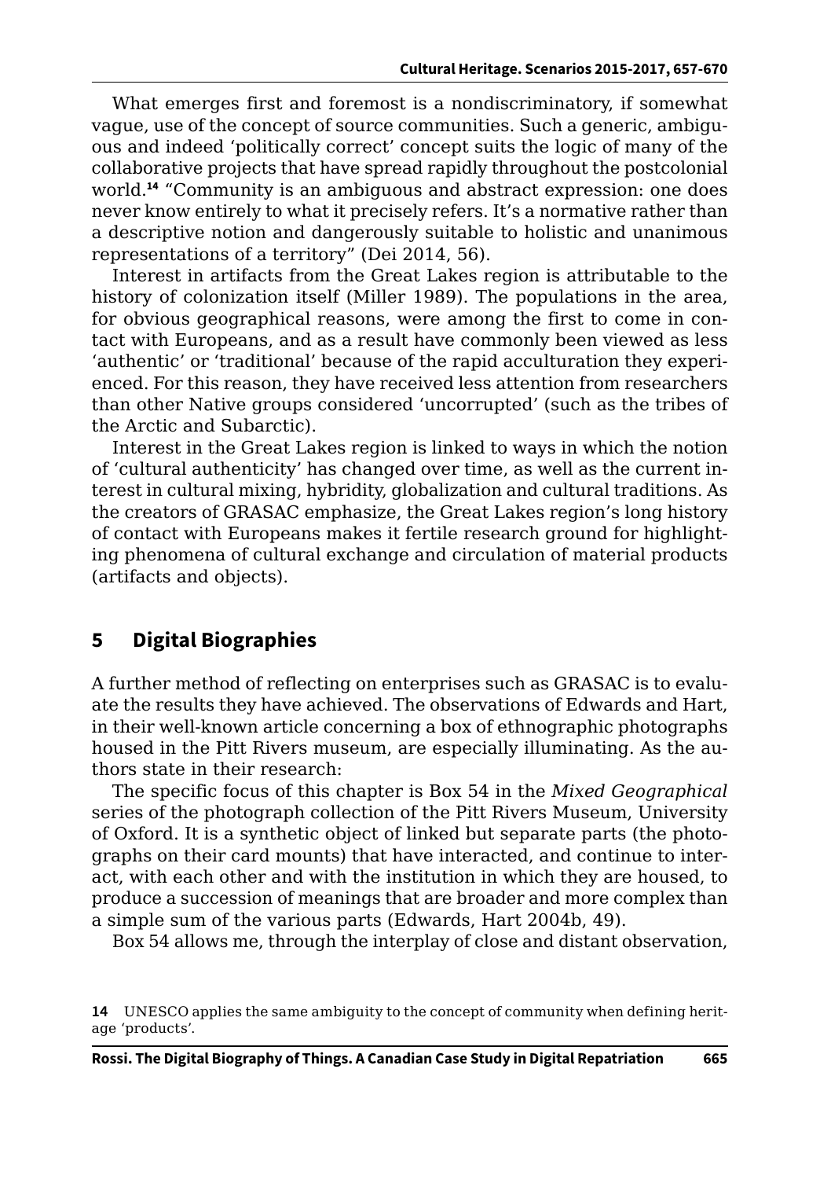What emerges first and foremost is a nondiscriminatory, if somewhat vague, use of the concept of source communities. Such a generic, ambiguous and indeed 'politically correct' concept suits the logic of many of the collaborative projects that have spread rapidly throughout the postcolonial world.[14] "Community is an ambiguous and abstract expression: one does never know entirely to what it precisely refers. It's a normative rather than a descriptive notion and dangerously suitable to holistic and unanimous representations of a territory" (Dei 2014, 56).

Interest in artifacts from the Great Lakes region is attributable to the history of colonization itself (Miller 1989). The populations in the area, for obvious geographical reasons, were among the first to come in contact with Europeans, and as a result have commonly been viewed as less 'authentic' or 'traditional' because of the rapid acculturation they experienced. For this reason, they have received less attention from researchers than other Native groups considered 'uncorrupted' (such as the tribes of the Arctic and Subarctic).

Interest in the Great Lakes region is linked to ways in which the notion of 'cultural authenticity' has changed over time, as well as the current interest in cultural mixing, hybridity, globalization and cultural traditions. As the creators of GRASAC emphasize, the Great Lakes region's long history of contact with Europeans makes it fertile research ground for highlighting phenomena of cultural exchange and circulation of material products (artifacts and objects).

## 5 Digital Biographies

A further method of reflecting on enterprises such as GRASAC is to evaluate the results they have achieved. The observations of Edwards and Hart, in their well-known article concerning a box of ethnographic photographs housed in the Pitt Rivers museum, are especially illuminating. As the authors state in their research:

The specific focus of this chapter is Box 54 in the *Mixed Geographical* series of the photograph collection of the Pitt Rivers Museum, University of Oxford. It is a synthetic object of linked but separate parts (the photographs on their card mounts) that have interacted, and continue to interact, with each other and with the institution in which they are housed, to produce a succession of meanings that are broader and more complex than a simple sum of the various parts (Edwards, Hart 2004b, 49).

Box 54 allows me, through the interplay of close and distant observation,

[14] UNESCO applies the same ambiguity to the concept of community when defining heritage 'products'.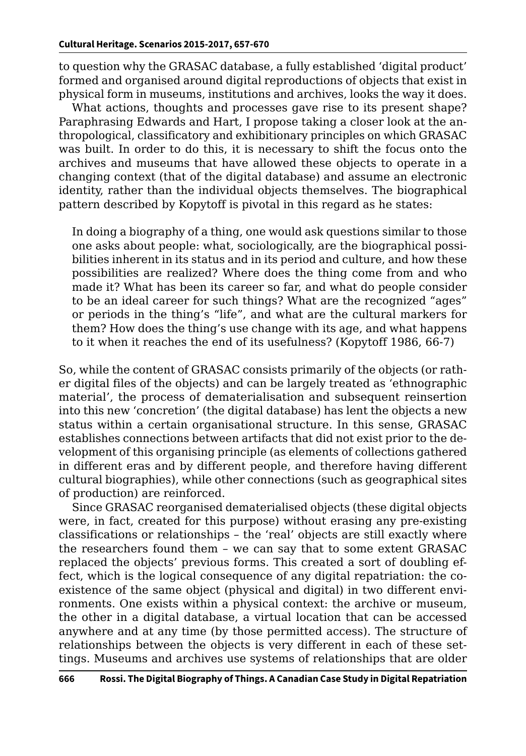to question why the GRASAC database, a fully established 'digital product' formed and organised around digital reproductions of objects that exist in physical form in museums, institutions and archives, looks the way it does.

What actions, thoughts and processes gave rise to its present shape? Paraphrasing Edwards and Hart, I propose taking a closer look at the anthropological, classificatory and exhibitionary principles on which GRASAC was built. In order to do this, it is necessary to shift the focus onto the archives and museums that have allowed these objects to operate in a changing context (that of the digital database) and assume an electronic identity, rather than the individual objects themselves. The biographical pattern described by Kopytoff is pivotal in this regard as he states:

> In doing a biography of a thing, one would ask questions similar to those one asks about people: what, sociologically, are the biographical possibilities inherent in its status and in its period and culture, and how these possibilities are realized? Where does the thing come from and who made it? What has been its career so far, and what do people consider to be an ideal career for such things? What are the recognized "ages" or periods in the thing's "life", and what are the cultural markers for them? How does the thing's use change with its age, and what happens to it when it reaches the end of its usefulness? (Kopytoff 1986, 66-7)

So, while the content of GRASAC consists primarily of the objects (or rather digital files of the objects) and can be largely treated as 'ethnographic material', the process of dematerialisation and subsequent reinsertion into this new 'concretion' (the digital database) has lent the objects a new status within a certain organisational structure. In this sense, GRASAC establishes connections between artifacts that did not exist prior to the development of this organising principle (as elements of collections gathered in different eras and by different people, and therefore having different cultural biographies), while other connections (such as geographical sites of production) are reinforced.

Since GRASAC reorganised dematerialised objects (these digital objects were, in fact, created for this purpose) without erasing any pre-existing classifications or relationships – the 'real' objects are still exactly where the researchers found them – we can say that to some extent GRASAC replaced the objects' previous forms. This created a sort of doubling effect, which is the logical consequence of any digital repatriation: the coexistence of the same object (physical and digital) in two different environments. One exists within a physical context: the archive or museum, the other in a digital database, a virtual location that can be accessed anywhere and at any time (by those permitted access). The structure of relationships between the objects is very different in each of these settings. Museums and archives use systems of relationships that are older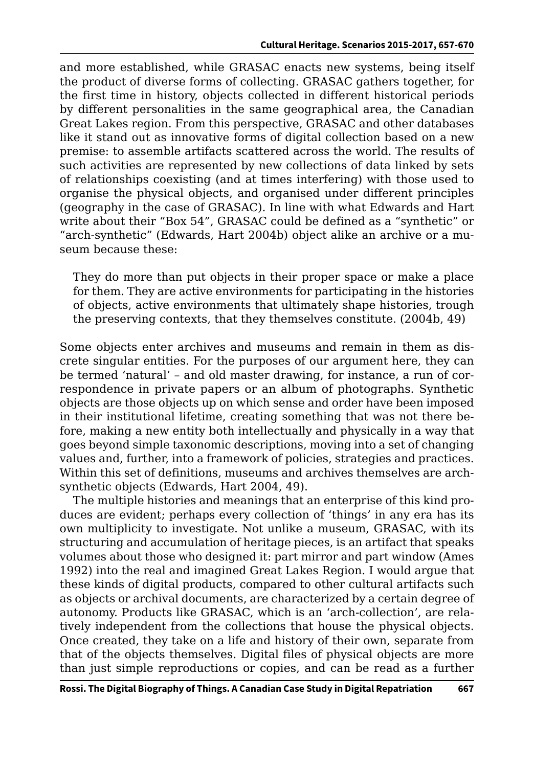and more established, while GRASAC enacts new systems, being itself the product of diverse forms of collecting. GRASAC gathers together, for the first time in history, objects collected in different historical periods by different personalities in the same geographical area, the Canadian Great Lakes region. From this perspective, GRASAC and other databases like it stand out as innovative forms of digital collection based on a new premise: to assemble artifacts scattered across the world. The results of such activities are represented by new collections of data linked by sets of relationships coexisting (and at times interfering) with those used to organise the physical objects, and organised under different principles (geography in the case of GRASAC). In line with what Edwards and Hart write about their "Box 54", GRASAC could be defined as a "synthetic" or "arch-synthetic" (Edwards, Hart 2004b) object alike an archive or a museum because these:

> They do more than put objects in their proper space or make a place for them. They are active environments for participating in the histories of objects, active environments that ultimately shape histories, trough the preserving contexts, that they themselves constitute. (2004b, 49)

Some objects enter archives and museums and remain in them as discrete singular entities. For the purposes of our argument here, they can be termed 'natural' – and old master drawing, for instance, a run of correspondence in private papers or an album of photographs. Synthetic objects are those objects up on which sense and order have been imposed in their institutional lifetime, creating something that was not there before, making a new entity both intellectually and physically in a way that goes beyond simple taxonomic descriptions, moving into a set of changing values and, further, into a framework of policies, strategies and practices. Within this set of definitions, museums and archives themselves are arch-synthetic objects (Edwards, Hart 2004, 49).

The multiple histories and meanings that an enterprise of this kind produces are evident; perhaps every collection of 'things' in any era has its own multiplicity to investigate. Not unlike a museum, GRASAC, with its structuring and accumulation of heritage pieces, is an artifact that speaks volumes about those who designed it: part mirror and part window (Ames 1992) into the real and imagined Great Lakes Region. I would argue that these kinds of digital products, compared to other cultural artifacts such as objects or archival documents, are characterized by a certain degree of autonomy. Products like GRASAC, which is an 'arch-collection', are relatively independent from the collections that house the physical objects. Once created, they take on a life and history of their own, separate from that of the objects themselves. Digital files of physical objects are more than just simple reproductions or copies, and can be read as a further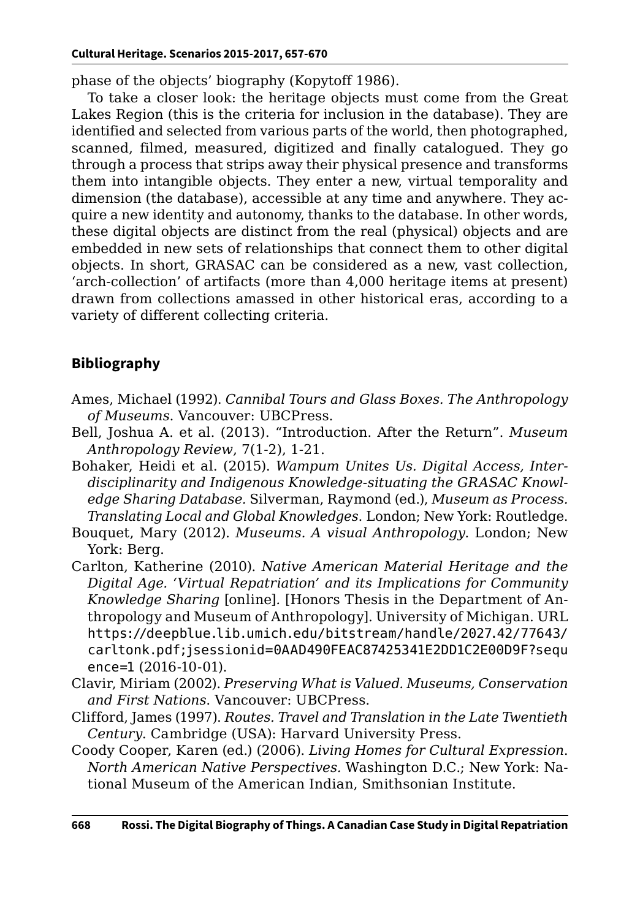phase of the objects' biography (Kopytoff 1986).

To take a closer look: the heritage objects must come from the Great Lakes Region (this is the criteria for inclusion in the database). They are identified and selected from various parts of the world, then photographed, scanned, filmed, measured, digitized and finally catalogued. They go through a process that strips away their physical presence and transforms them into intangible objects. They enter a new, virtual temporality and dimension (the database), accessible at any time and anywhere. They acquire a new identity and autonomy, thanks to the database. In other words, these digital objects are distinct from the real (physical) objects and are embedded in new sets of relationships that connect them to other digital objects. In short, GRASAC can be considered as a new, vast collection, 'arch-collection' of artifacts (more than 4,000 heritage items at present) drawn from collections amassed in other historical eras, according to a variety of different collecting criteria.

## Bibliography

Ames, Michael (1992). *Cannibal Tours and Glass Boxes. The Anthropology of Museums*. Vancouver: UBCPress.

Bell, Joshua A. et al. (2013). "Introduction. After the Return". *Museum Anthropology Review*, 7(1-2), 1-21.

Bohaker, Heidi et al. (2015). *Wampum Unites Us. Digital Access, Interdisciplinarity and Indigenous Knowledge-situating the GRASAC Knowledge Sharing Database.* Silverman, Raymond (ed.), *Museum as Process. Translating Local and Global Knowledges*. London; New York: Routledge.

Bouquet, Mary (2012). *Museums. A visual Anthropology*. London; New York: Berg.

Carlton, Katherine (2010). *Native American Material Heritage and the Digital Age. 'Virtual Repatriation' and its Implications for Community Knowledge Sharing* [online]. [Honors Thesis in the Department of Anthropology and Museum of Anthropology]. University of Michigan. URL https://deepblue.lib.umich.edu/bitstream/handle/2027.42/77643/carltonk.pdf;jsessionid=0AAD490FEAC87425341E2DD1C2E00D9F?sequence=1 (2016-10-01).

Clavir, Miriam (2002). *Preserving What is Valued. Museums, Conservation and First Nations*. Vancouver: UBCPress.

Clifford, James (1997). *Routes. Travel and Translation in the Late Twentieth Century*. Cambridge (USA): Harvard University Press.

Coody Cooper, Karen (ed.) (2006). *Living Homes for Cultural Expression. North American Native Perspectives.* Washington D.C.; New York: National Museum of the American Indian, Smithsonian Institute.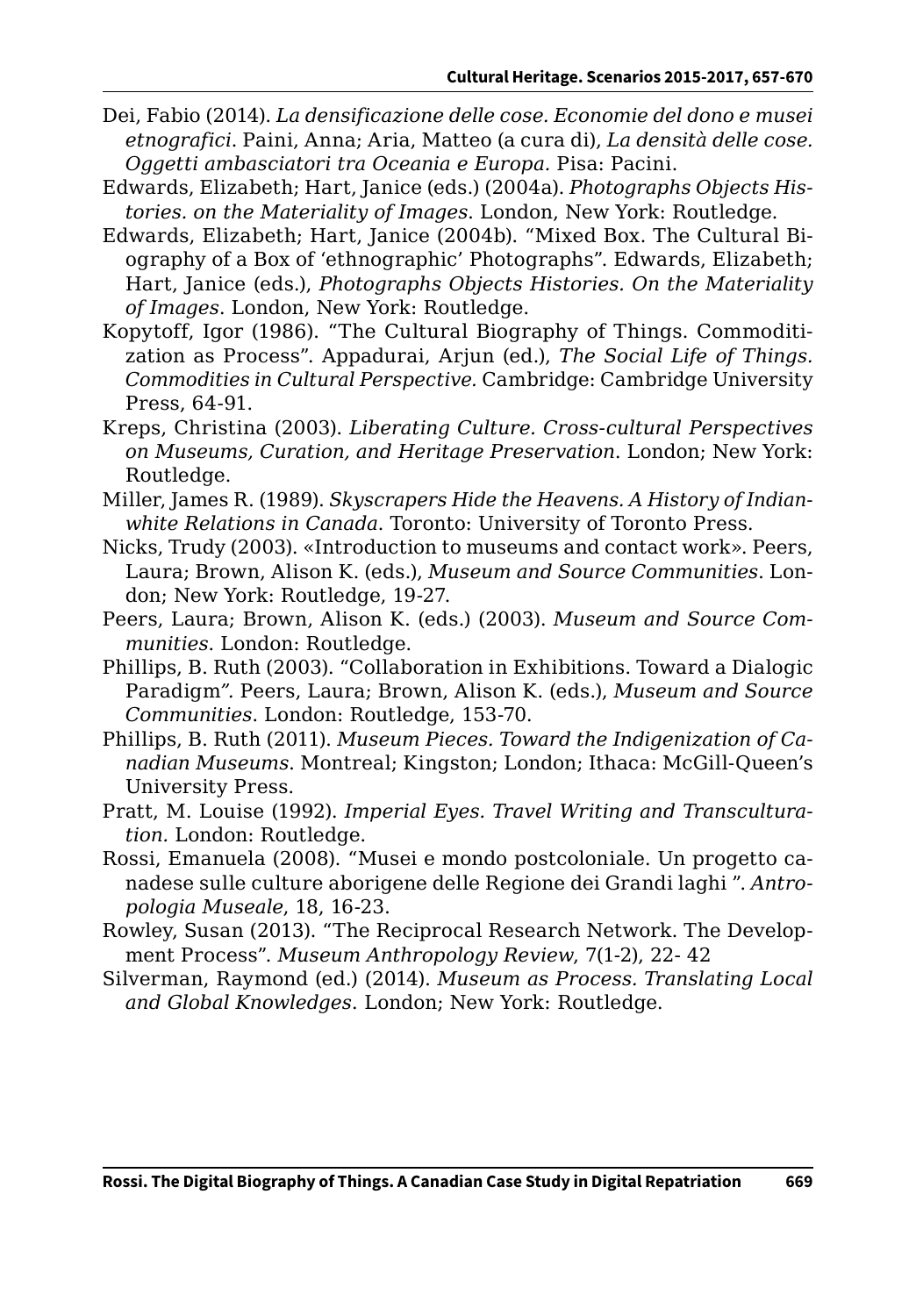Dei, Fabio (2014). *La densificazione delle cose. Economie del dono e musei etnografici*. Paini, Anna; Aria, Matteo (a cura di), *La densità delle cose. Oggetti ambasciatori tra Oceania e Europa.* Pisa: Pacini.

Edwards, Elizabeth; Hart, Janice (eds.) (2004a). *Photographs Objects Histories. on the Materiality of Images*. London, New York: Routledge.

Edwards, Elizabeth; Hart, Janice (2004b). "Mixed Box. The Cultural Biography of a Box of 'ethnographic' Photographs". Edwards, Elizabeth; Hart, Janice (eds.), *Photographs Objects Histories. On the Materiality of Images*. London, New York: Routledge.

Kopytoff, Igor (1986). "The Cultural Biography of Things. Commoditization as Process". Appadurai, Arjun (ed.), *The Social Life of Things. Commodities in Cultural Perspective.* Cambridge: Cambridge University Press, 64-91.

Kreps, Christina (2003). *Liberating Culture. Cross-cultural Perspectives on Museums, Curation, and Heritage Preservation*. London; New York: Routledge.

Miller, James R. (1989). *Skyscrapers Hide the Heavens. A History of Indian-white Relations in Canada*. Toronto: University of Toronto Press.

Nicks, Trudy (2003). «Introduction to museums and contact work». Peers, Laura; Brown, Alison K. (eds.), *Museum and Source Communities*. London; New York: Routledge, 19-27.

Peers, Laura; Brown, Alison K. (eds.) (2003). *Museum and Source Communities*. London: Routledge.

Phillips, B. Ruth (2003). "Collaboration in Exhibitions. Toward a Dialogic Paradigm*"*. Peers, Laura; Brown, Alison K. (eds.), *Museum and Source Communities*. London: Routledge, 153-70.

Phillips, B. Ruth (2011). *Museum Pieces. Toward the Indigenization of Canadian Museums*. Montreal; Kingston; London; Ithaca: McGill-Queen's University Press.

Pratt, M. Louise (1992). *Imperial Eyes. Travel Writing and Transculturation.* London: Routledge.

Rossi, Emanuela (2008). "Musei e mondo postcoloniale. Un progetto canadese sulle culture aborigene delle Regione dei Grandi laghi ". *Antropologia Museale*, 18, 16-23.

Rowley, Susan (2013). "The Reciprocal Research Network. The Development Process". *Museum Anthropology Review*, 7(1-2), 22- 42

Silverman, Raymond (ed.) (2014). *Museum as Process. Translating Local and Global Knowledges*. London; New York: Routledge.